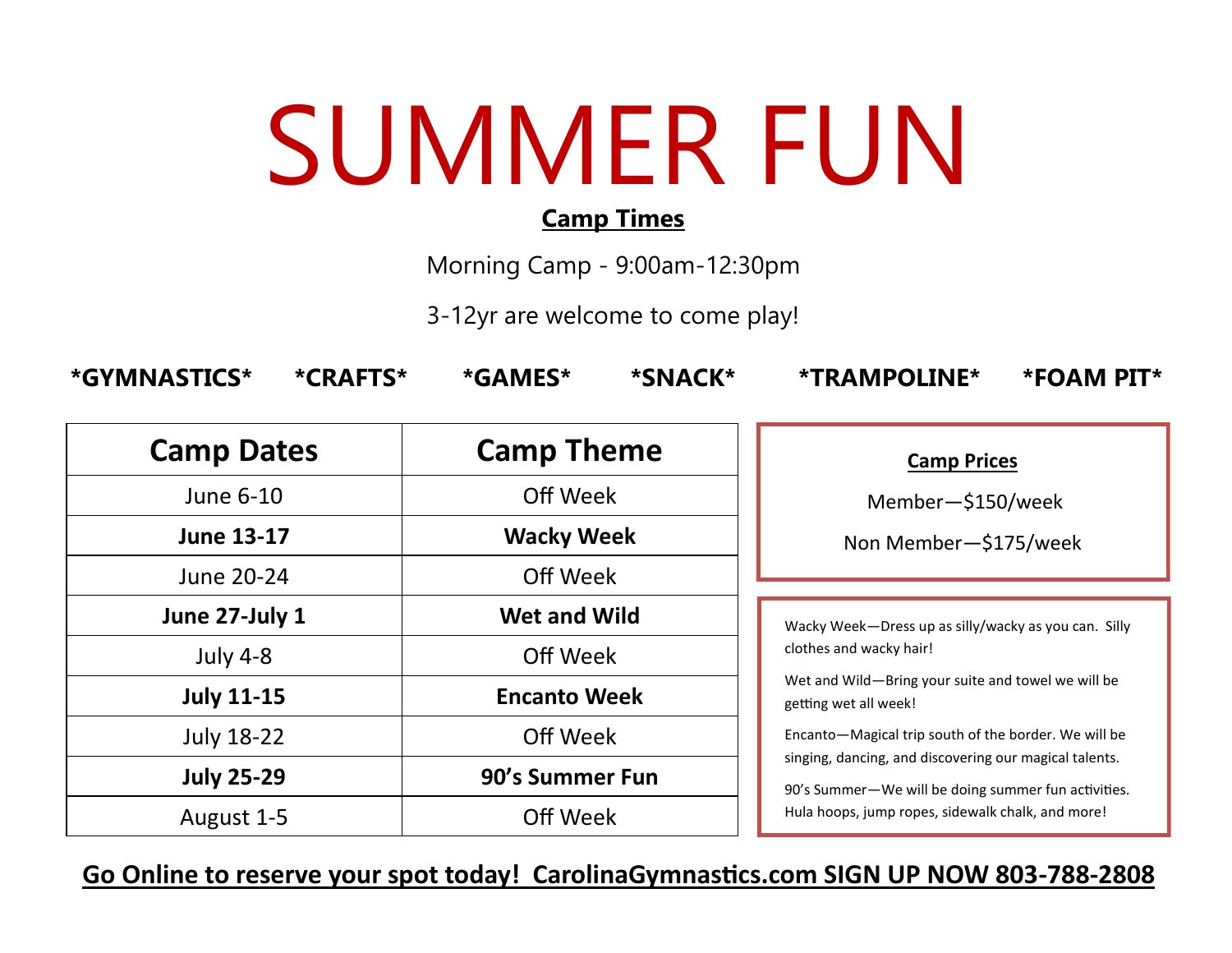# SUMMER FUN

**Camp Times**

Morning Camp - 9:00am-12:30pm

3-12yr are welcome to come play!

**\*GYMNASTICS\*   \*CRAFTS\*   \*GAMES\*   \*SNACK\*   \*TRAMPOLINE\*   \*FOAM PIT\***

| Camp Dates | Camp Theme |
|---|---|
| June 6-10 | Off Week |
| **June 13-17** | **Wacky Week** |
| June 20-24 | Off Week |
| **June 27-July 1** | **Wet and Wild** |
| July 4-8 | Off Week |
| **July 11-15** | **Encanto Week** |
| July 18-22 | Off Week |
| **July 25-29** | **90's Summer Fun** |
| August 1-5 | Off Week |

**Camp Prices**

Member—$150/week

Non Member—$175/week

Wacky Week—Dress up as silly/wacky as you can. Silly clothes and wacky hair!

Wet and Wild—Bring your suite and towel we will be getting wet all week!

Encanto—Magical trip south of the border. We will be singing, dancing, and discovering our magical talents.

90's Summer—We will be doing summer fun activities. Hula hoops, jump ropes, sidewalk chalk, and more!

**Go Online to reserve your spot today! CarolinaGymnastics.com SIGN UP NOW 803-788-2808**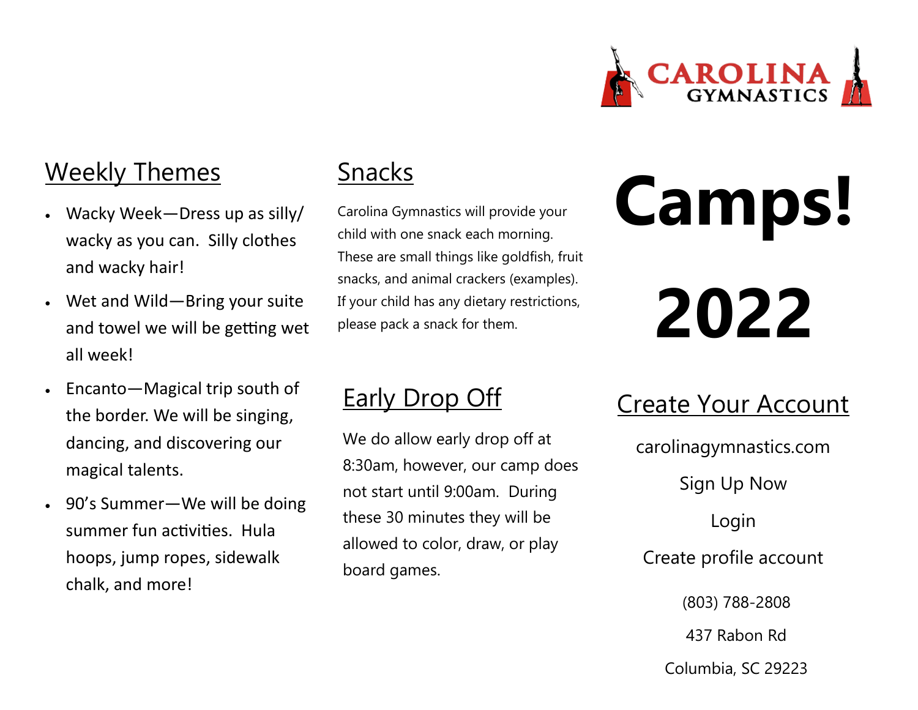CAROLINA GYMNASTICS

## Weekly Themes

- Wacky Week—Dress up as silly/wacky as you can. Silly clothes and wacky hair!
- Wet and Wild—Bring your suite and towel we will be getting wet all week!
- Encanto—Magical trip south of the border. We will be singing, dancing, and discovering our magical talents.
- 90's Summer—We will be doing summer fun activities. Hula hoops, jump ropes, sidewalk chalk, and more!

## Snacks

Carolina Gymnastics will provide your child with one snack each morning. These are small things like goldfish, fruit snacks, and animal crackers (examples). If your child has any dietary restrictions, please pack a snack for them.

## Early Drop Off

We do allow early drop off at 8:30am, however, our camp does not start until 9:00am. During these 30 minutes they will be allowed to color, draw, or play board games.

# Camps! 2022

## Create Your Account

carolinagymnastics.com

Sign Up Now

Login

Create profile account

(803) 788-2808

437 Rabon Rd

Columbia, SC 29223